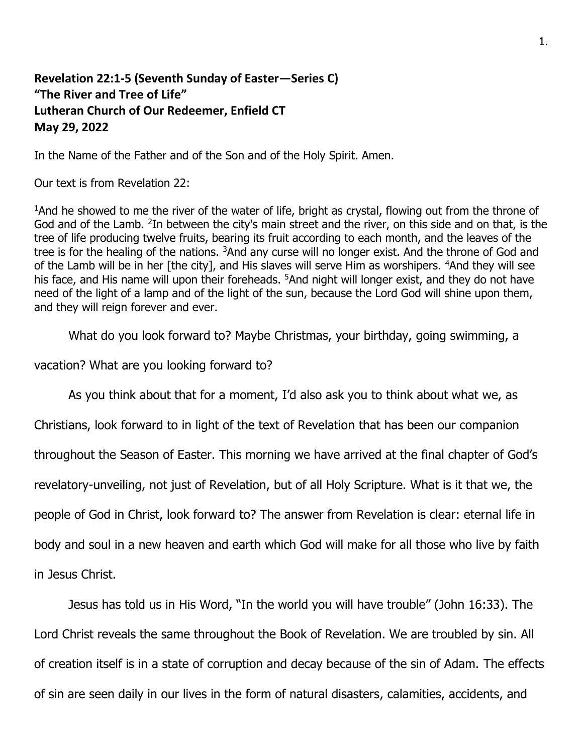**Revelation 22:1-5 (Seventh Sunday of Easter—Series C)**
**"The River and Tree of Life"**
**Lutheran Church of Our Redeemer, Enfield CT**
**May 29, 2022**

In the Name of the Father and of the Son and of the Holy Spirit. Amen.

Our text is from Revelation 22:

[1]And he showed to me the river of the water of life, bright as crystal, flowing out from the throne of God and of the Lamb. [2]In between the city's main street and the river, on this side and on that, is the tree of life producing twelve fruits, bearing its fruit according to each month, and the leaves of the tree is for the healing of the nations. [3]And any curse will no longer exist. And the throne of God and of the Lamb will be in her [the city], and His slaves will serve Him as worshipers. [4]And they will see his face, and His name will upon their foreheads. [5]And night will longer exist, and they do not have need of the light of a lamp and of the light of the sun, because the Lord God will shine upon them, and they will reign forever and ever.

What do you look forward to? Maybe Christmas, your birthday, going swimming, a vacation? What are you looking forward to?

As you think about that for a moment, I'd also ask you to think about what we, as Christians, look forward to in light of the text of Revelation that has been our companion throughout the Season of Easter. This morning we have arrived at the final chapter of God's revelatory-unveiling, not just of Revelation, but of all Holy Scripture. What is it that we, the people of God in Christ, look forward to? The answer from Revelation is clear: eternal life in body and soul in a new heaven and earth which God will make for all those who live by faith in Jesus Christ.

Jesus has told us in His Word, "In the world you will have trouble" (John 16:33). The Lord Christ reveals the same throughout the Book of Revelation. We are troubled by sin. All of creation itself is in a state of corruption and decay because of the sin of Adam. The effects of sin are seen daily in our lives in the form of natural disasters, calamities, accidents, and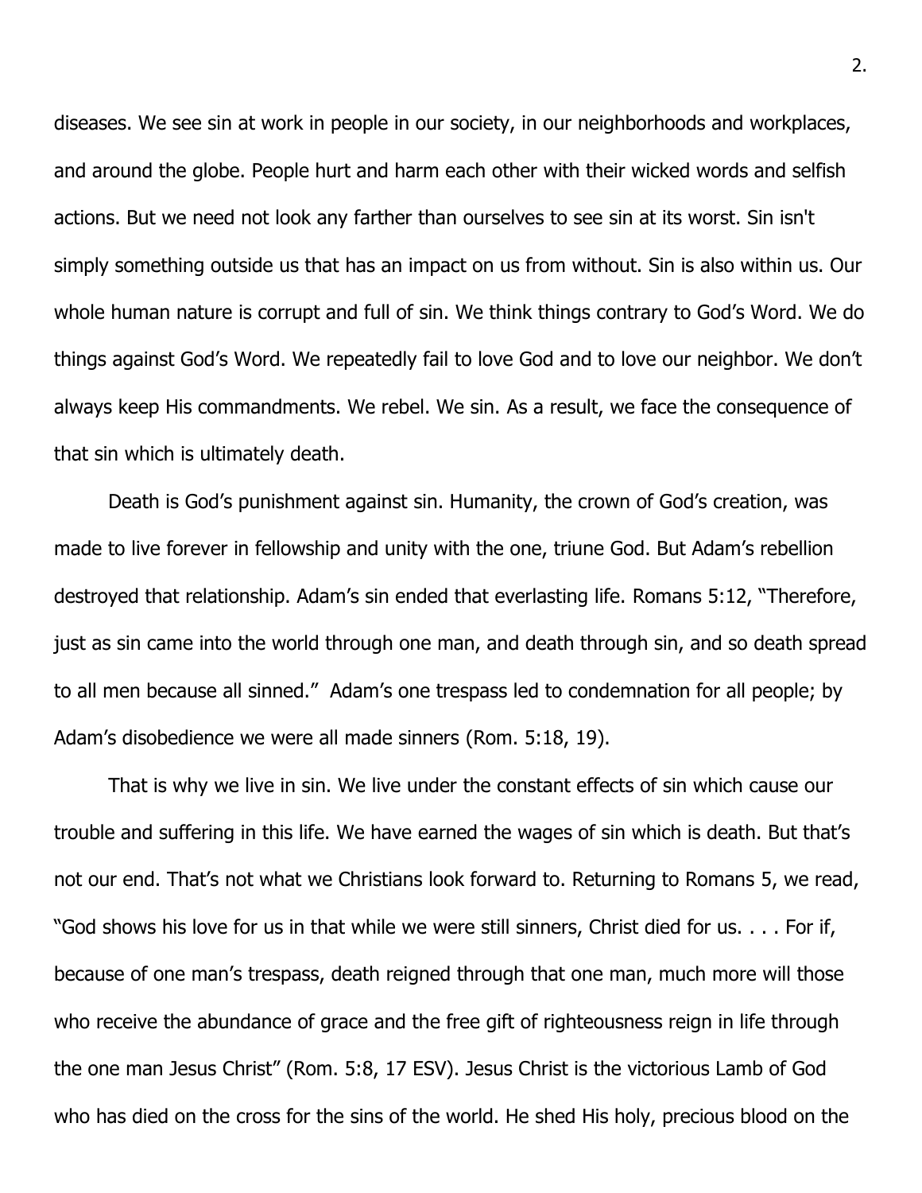diseases. We see sin at work in people in our society, in our neighborhoods and workplaces, and around the globe. People hurt and harm each other with their wicked words and selfish actions. But we need not look any farther than ourselves to see sin at its worst. Sin isn't simply something outside us that has an impact on us from without. Sin is also within us. Our whole human nature is corrupt and full of sin. We think things contrary to God's Word. We do things against God's Word. We repeatedly fail to love God and to love our neighbor. We don't always keep His commandments. We rebel. We sin. As a result, we face the consequence of that sin which is ultimately death.

Death is God's punishment against sin. Humanity, the crown of God's creation, was made to live forever in fellowship and unity with the one, triune God. But Adam's rebellion destroyed that relationship. Adam's sin ended that everlasting life. Romans 5:12, "Therefore, just as sin came into the world through one man, and death through sin, and so death spread to all men because all sinned." Adam's one trespass led to condemnation for all people; by Adam's disobedience we were all made sinners (Rom. 5:18, 19).

That is why we live in sin. We live under the constant effects of sin which cause our trouble and suffering in this life. We have earned the wages of sin which is death. But that's not our end. That's not what we Christians look forward to. Returning to Romans 5, we read, "God shows his love for us in that while we were still sinners, Christ died for us. . . . For if, because of one man's trespass, death reigned through that one man, much more will those who receive the abundance of grace and the free gift of righteousness reign in life through the one man Jesus Christ" (Rom. 5:8, 17 ESV). Jesus Christ is the victorious Lamb of God who has died on the cross for the sins of the world. He shed His holy, precious blood on the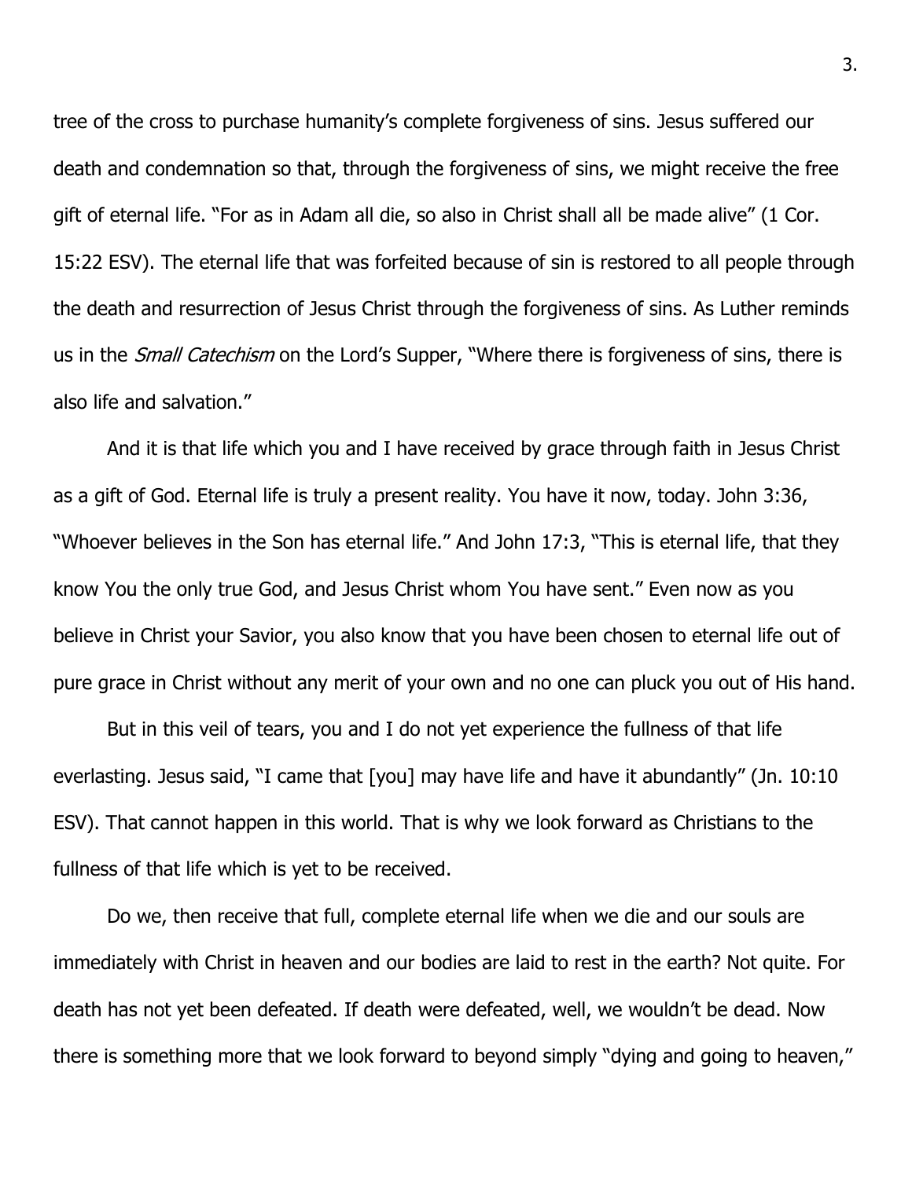tree of the cross to purchase humanity's complete forgiveness of sins. Jesus suffered our death and condemnation so that, through the forgiveness of sins, we might receive the free gift of eternal life. "For as in Adam all die, so also in Christ shall all be made alive" (1 Cor. 15:22 ESV). The eternal life that was forfeited because of sin is restored to all people through the death and resurrection of Jesus Christ through the forgiveness of sins. As Luther reminds us in the *Small Catechism* on the Lord's Supper, "Where there is forgiveness of sins, there is also life and salvation."

And it is that life which you and I have received by grace through faith in Jesus Christ as a gift of God. Eternal life is truly a present reality. You have it now, today. John 3:36, "Whoever believes in the Son has eternal life." And John 17:3, "This is eternal life, that they know You the only true God, and Jesus Christ whom You have sent." Even now as you believe in Christ your Savior, you also know that you have been chosen to eternal life out of pure grace in Christ without any merit of your own and no one can pluck you out of His hand.

But in this veil of tears, you and I do not yet experience the fullness of that life everlasting. Jesus said, "I came that [you] may have life and have it abundantly" (Jn. 10:10 ESV). That cannot happen in this world. That is why we look forward as Christians to the fullness of that life which is yet to be received.

Do we, then receive that full, complete eternal life when we die and our souls are immediately with Christ in heaven and our bodies are laid to rest in the earth? Not quite. For death has not yet been defeated. If death were defeated, well, we wouldn't be dead. Now there is something more that we look forward to beyond simply "dying and going to heaven,"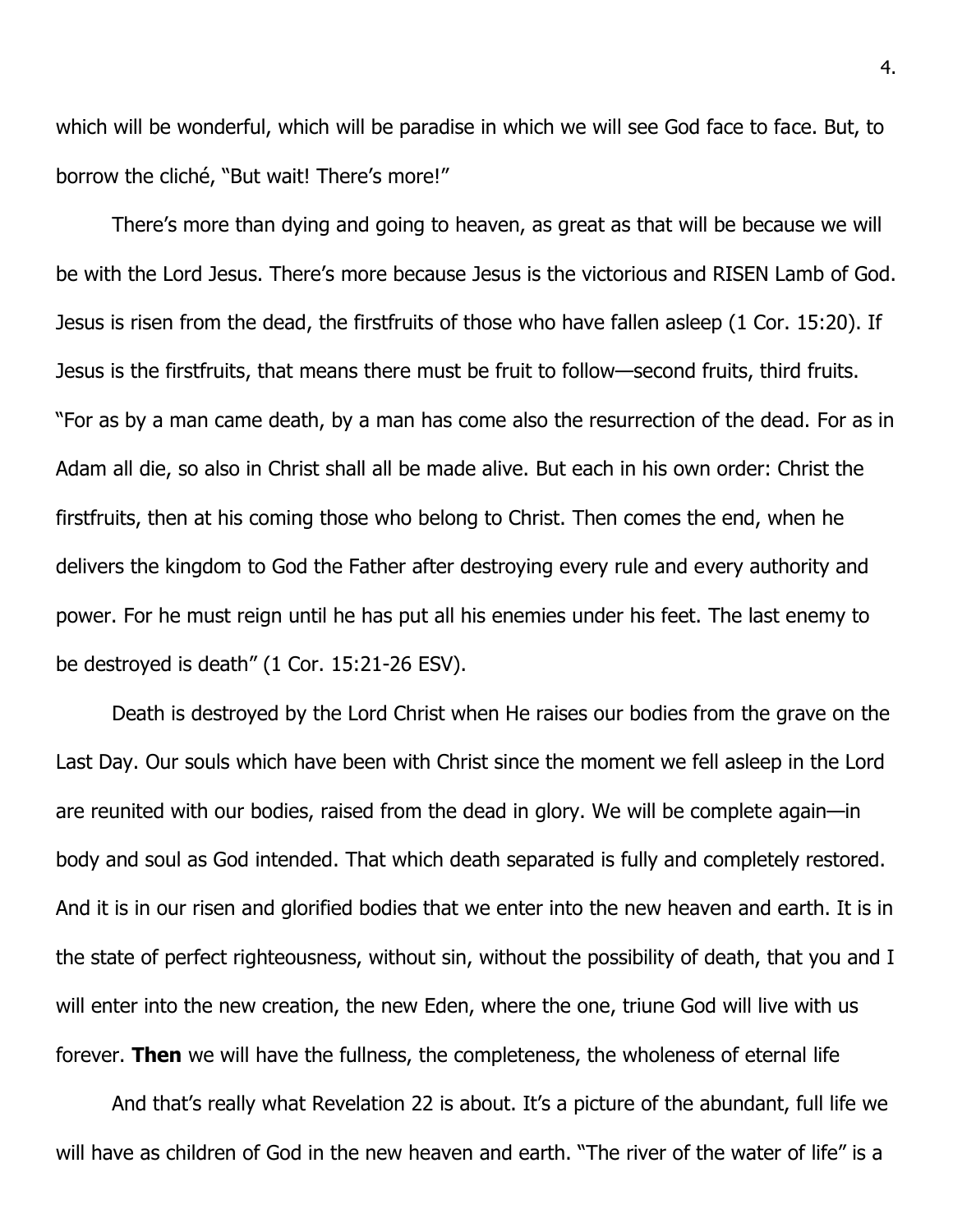which will be wonderful, which will be paradise in which we will see God face to face. But, to borrow the cliché, "But wait! There's more!"

There's more than dying and going to heaven, as great as that will be because we will be with the Lord Jesus. There's more because Jesus is the victorious and RISEN Lamb of God. Jesus is risen from the dead, the firstfruits of those who have fallen asleep (1 Cor. 15:20). If Jesus is the firstfruits, that means there must be fruit to follow—second fruits, third fruits. "For as by a man came death, by a man has come also the resurrection of the dead. For as in Adam all die, so also in Christ shall all be made alive. But each in his own order: Christ the firstfruits, then at his coming those who belong to Christ. Then comes the end, when he delivers the kingdom to God the Father after destroying every rule and every authority and power. For he must reign until he has put all his enemies under his feet. The last enemy to be destroyed is death" (1 Cor. 15:21-26 ESV).

Death is destroyed by the Lord Christ when He raises our bodies from the grave on the Last Day. Our souls which have been with Christ since the moment we fell asleep in the Lord are reunited with our bodies, raised from the dead in glory. We will be complete again—in body and soul as God intended. That which death separated is fully and completely restored. And it is in our risen and glorified bodies that we enter into the new heaven and earth. It is in the state of perfect righteousness, without sin, without the possibility of death, that you and I will enter into the new creation, the new Eden, where the one, triune God will live with us forever. **Then** we will have the fullness, the completeness, the wholeness of eternal life

And that's really what Revelation 22 is about. It's a picture of the abundant, full life we will have as children of God in the new heaven and earth. "The river of the water of life" is a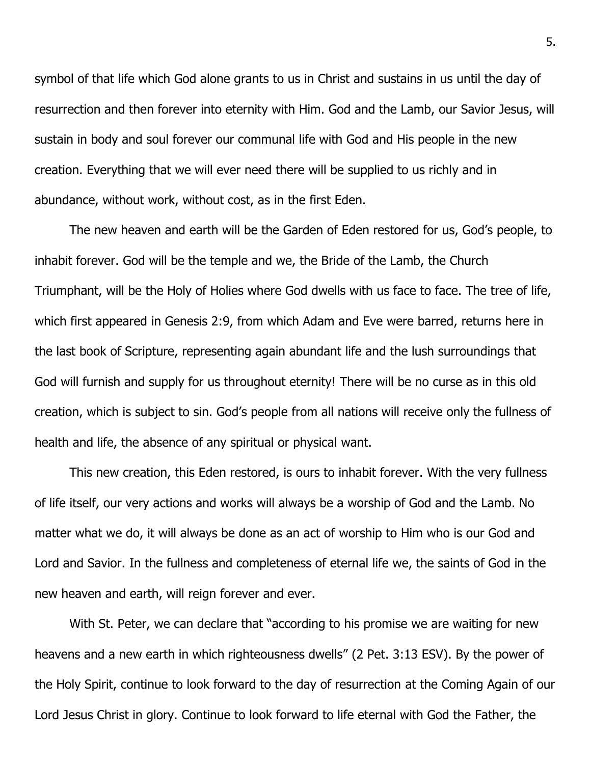symbol of that life which God alone grants to us in Christ and sustains in us until the day of resurrection and then forever into eternity with Him. God and the Lamb, our Savior Jesus, will sustain in body and soul forever our communal life with God and His people in the new creation. Everything that we will ever need there will be supplied to us richly and in abundance, without work, without cost, as in the first Eden.

The new heaven and earth will be the Garden of Eden restored for us, God's people, to inhabit forever. God will be the temple and we, the Bride of the Lamb, the Church Triumphant, will be the Holy of Holies where God dwells with us face to face. The tree of life, which first appeared in Genesis 2:9, from which Adam and Eve were barred, returns here in the last book of Scripture, representing again abundant life and the lush surroundings that God will furnish and supply for us throughout eternity! There will be no curse as in this old creation, which is subject to sin. God's people from all nations will receive only the fullness of health and life, the absence of any spiritual or physical want.

This new creation, this Eden restored, is ours to inhabit forever. With the very fullness of life itself, our very actions and works will always be a worship of God and the Lamb. No matter what we do, it will always be done as an act of worship to Him who is our God and Lord and Savior. In the fullness and completeness of eternal life we, the saints of God in the new heaven and earth, will reign forever and ever.

With St. Peter, we can declare that "according to his promise we are waiting for new heavens and a new earth in which righteousness dwells" (2 Pet. 3:13 ESV). By the power of the Holy Spirit, continue to look forward to the day of resurrection at the Coming Again of our Lord Jesus Christ in glory. Continue to look forward to life eternal with God the Father, the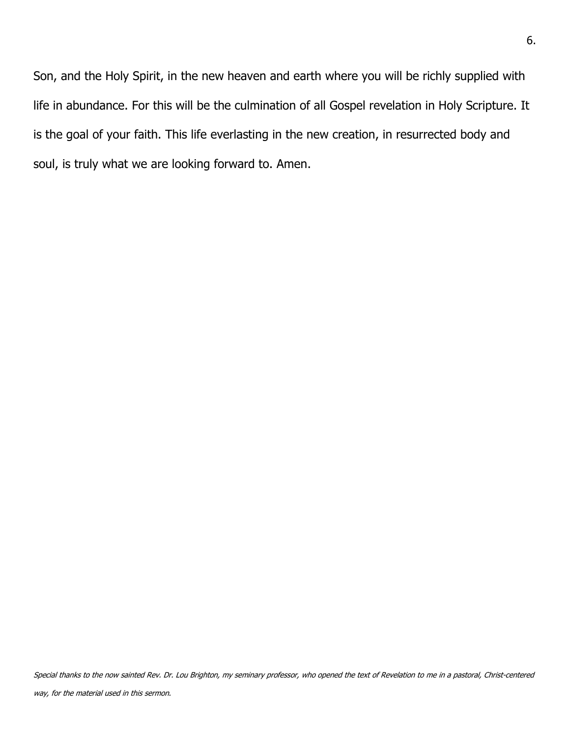Son, and the Holy Spirit, in the new heaven and earth where you will be richly supplied with life in abundance. For this will be the culmination of all Gospel revelation in Holy Scripture. It is the goal of your faith. This life everlasting in the new creation, in resurrected body and soul, is truly what we are looking forward to. Amen.

*Special thanks to the now sainted Rev. Dr. Lou Brighton, my seminary professor, who opened the text of Revelation to me in a pastoral, Christ-centered way, for the material used in this sermon.*